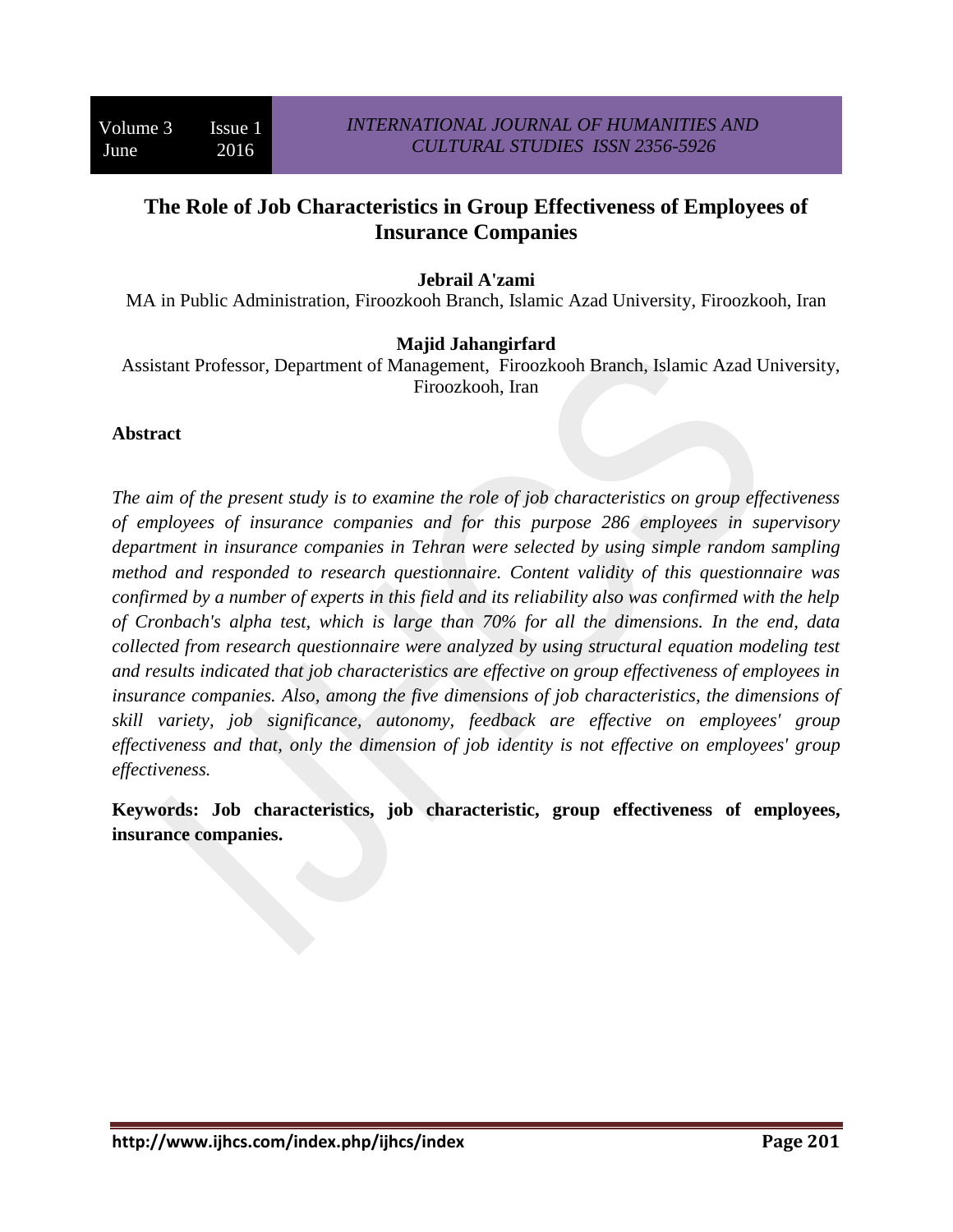# The Role of Job Characteristics in Group Effectiveness of Employees of Insurance Companies

**Jebrail A'zami**

MA in Public Administration, Firoozkooh Branch, Islamic Azad University, Firoozkooh, Iran

**Majid Jahangirfard**

Assistant Professor, Department of Management, Firoozkooh Branch, Islamic Azad University, Firoozkooh, Iran

## Abstract

*The aim of the present study is to examine the role of job characteristics on group effectiveness of employees of insurance companies and for this purpose 286 employees in supervisory department in insurance companies in Tehran were selected by using simple random sampling method and responded to research questionnaire. Content validity of this questionnaire was confirmed by a number of experts in this field and its reliability also was confirmed with the help of Cronbach's alpha test, which is large than 70% for all the dimensions. In the end, data collected from research questionnaire were analyzed by using structural equation modeling test and results indicated that job characteristics are effective on group effectiveness of employees in insurance companies. Also, among the five dimensions of job characteristics, the dimensions of skill variety, job significance, autonomy, feedback are effective on employees' group effectiveness and that, only the dimension of job identity is not effective on employees' group effectiveness.*

**Keywords: Job characteristics, job characteristic, group effectiveness of employees, insurance companies.**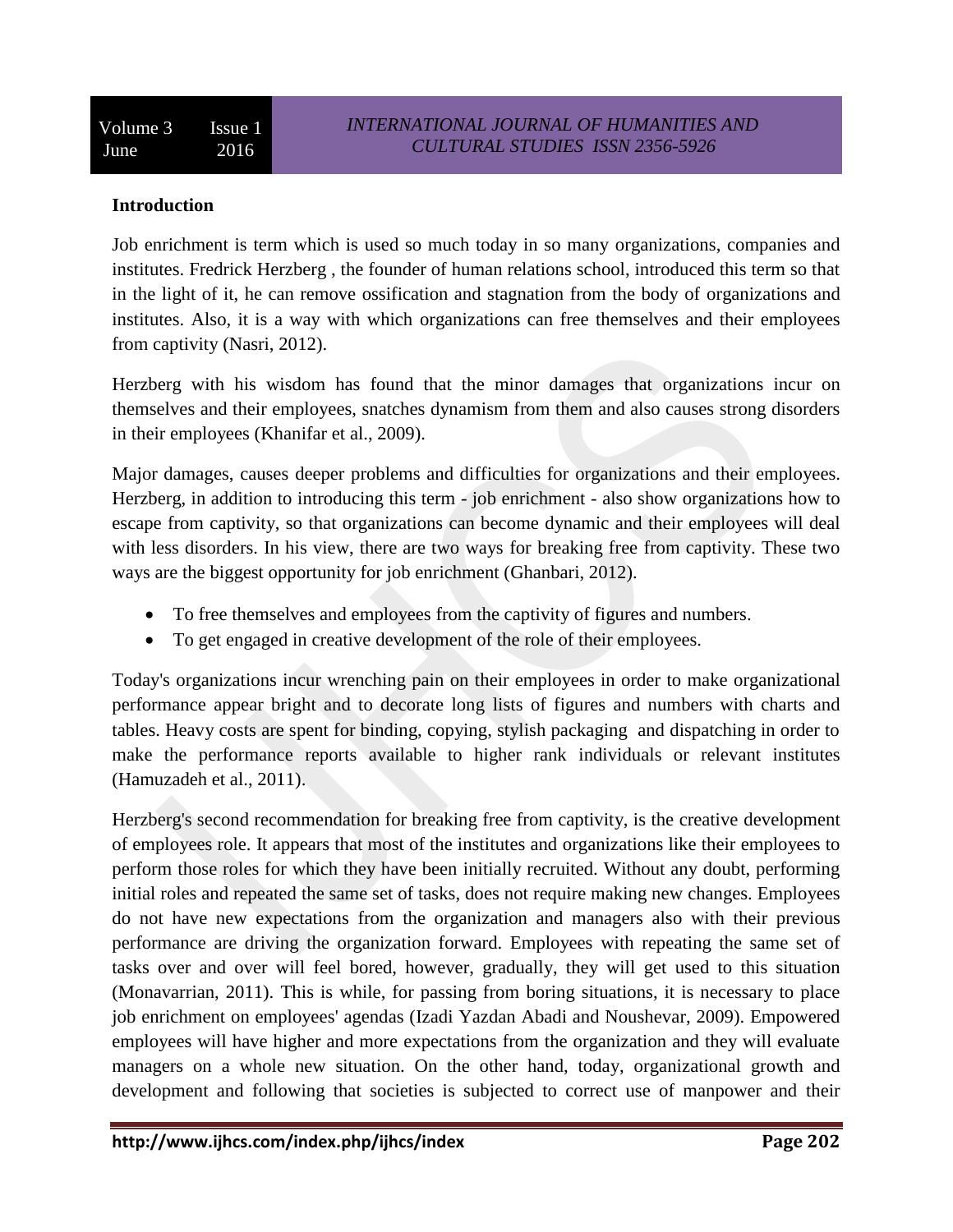## Introduction

Job enrichment is term which is used so much today in so many organizations, companies and institutes. Fredrick Herzberg , the founder of human relations school, introduced this term so that in the light of it, he can remove ossification and stagnation from the body of organizations and institutes. Also, it is a way with which organizations can free themselves and their employees from captivity (Nasri, 2012).

Herzberg with his wisdom has found that the minor damages that organizations incur on themselves and their employees, snatches dynamism from them and also causes strong disorders in their employees (Khanifar et al., 2009).

Major damages, causes deeper problems and difficulties for organizations and their employees. Herzberg, in addition to introducing this term - job enrichment - also show organizations how to escape from captivity, so that organizations can become dynamic and their employees will deal with less disorders. In his view, there are two ways for breaking free from captivity. These two ways are the biggest opportunity for job enrichment (Ghanbari, 2012).

- To free themselves and employees from the captivity of figures and numbers.
- To get engaged in creative development of the role of their employees.

Today's organizations incur wrenching pain on their employees in order to make organizational performance appear bright and to decorate long lists of figures and numbers with charts and tables. Heavy costs are spent for binding, copying, stylish packaging and dispatching in order to make the performance reports available to higher rank individuals or relevant institutes (Hamuzadeh et al., 2011).

Herzberg's second recommendation for breaking free from captivity, is the creative development of employees role. It appears that most of the institutes and organizations like their employees to perform those roles for which they have been initially recruited. Without any doubt, performing initial roles and repeated the same set of tasks, does not require making new changes. Employees do not have new expectations from the organization and managers also with their previous performance are driving the organization forward. Employees with repeating the same set of tasks over and over will feel bored, however, gradually, they will get used to this situation (Monavarrian, 2011). This is while, for passing from boring situations, it is necessary to place job enrichment on employees' agendas (Izadi Yazdan Abadi and Noushevar, 2009). Empowered employees will have higher and more expectations from the organization and they will evaluate managers on a whole new situation. On the other hand, today, organizational growth and development and following that societies is subjected to correct use of manpower and their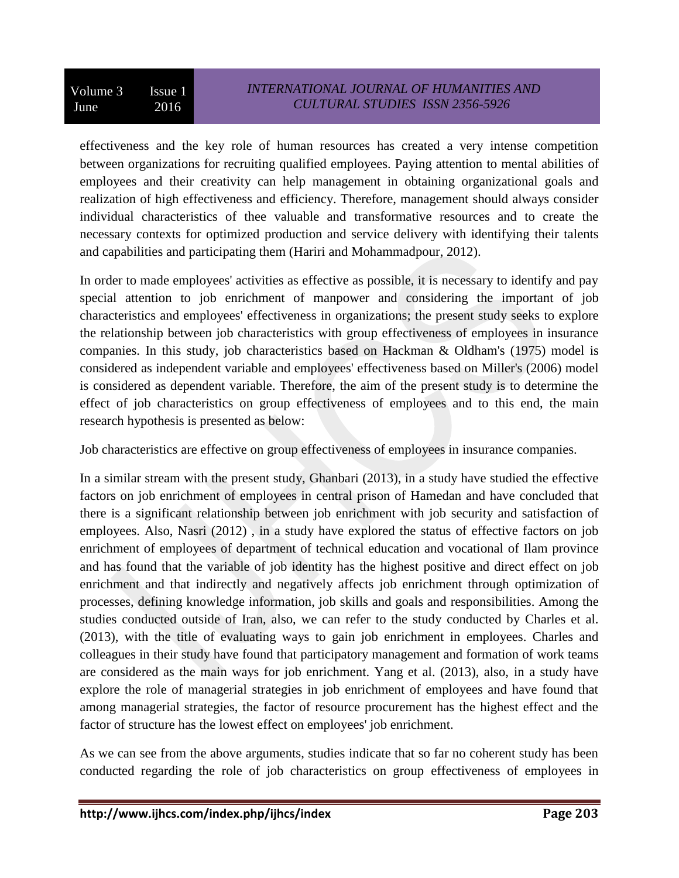effectiveness and the key role of human resources has created a very intense competition between organizations for recruiting qualified employees. Paying attention to mental abilities of employees and their creativity can help management in obtaining organizational goals and realization of high effectiveness and efficiency. Therefore, management should always consider individual characteristics of thee valuable and transformative resources and to create the necessary contexts for optimized production and service delivery with identifying their talents and capabilities and participating them (Hariri and Mohammadpour, 2012).

In order to made employees' activities as effective as possible, it is necessary to identify and pay special attention to job enrichment of manpower and considering the important of job characteristics and employees' effectiveness in organizations; the present study seeks to explore the relationship between job characteristics with group effectiveness of employees in insurance companies. In this study, job characteristics based on Hackman & Oldham's (1975) model is considered as independent variable and employees' effectiveness based on Miller's (2006) model is considered as dependent variable. Therefore, the aim of the present study is to determine the effect of job characteristics on group effectiveness of employees and to this end, the main research hypothesis is presented as below:

Job characteristics are effective on group effectiveness of employees in insurance companies.

In a similar stream with the present study, Ghanbari (2013), in a study have studied the effective factors on job enrichment of employees in central prison of Hamedan and have concluded that there is a significant relationship between job enrichment with job security and satisfaction of employees. Also, Nasri (2012) , in a study have explored the status of effective factors on job enrichment of employees of department of technical education and vocational of Ilam province and has found that the variable of job identity has the highest positive and direct effect on job enrichment and that indirectly and negatively affects job enrichment through optimization of processes, defining knowledge information, job skills and goals and responsibilities. Among the studies conducted outside of Iran, also, we can refer to the study conducted by Charles et al. (2013), with the title of evaluating ways to gain job enrichment in employees. Charles and colleagues in their study have found that participatory management and formation of work teams are considered as the main ways for job enrichment. Yang et al. (2013), also, in a study have explore the role of managerial strategies in job enrichment of employees and have found that among managerial strategies, the factor of resource procurement has the highest effect and the factor of structure has the lowest effect on employees' job enrichment.

As we can see from the above arguments, studies indicate that so far no coherent study has been conducted regarding the role of job characteristics on group effectiveness of employees in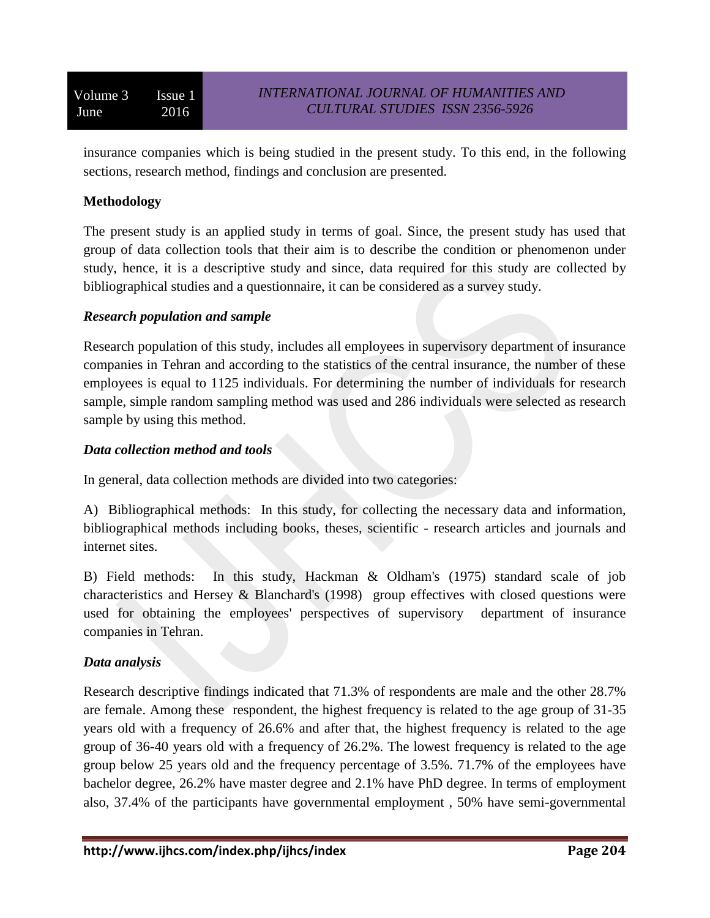insurance companies which is being studied in the present study. To this end, in the following sections, research method, findings and conclusion are presented.

## Methodology

The present study is an applied study in terms of goal. Since, the present study has used that group of data collection tools that their aim is to describe the condition or phenomenon under study, hence, it is a descriptive study and since, data required for this study are collected by bibliographical studies and a questionnaire, it can be considered as a survey study.

### *Research population and sample*

Research population of this study, includes all employees in supervisory department of insurance companies in Tehran and according to the statistics of the central insurance, the number of these employees is equal to 1125 individuals. For determining the number of individuals for research sample, simple random sampling method was used and 286 individuals were selected as research sample by using this method.

### *Data collection method and tools*

In general, data collection methods are divided into two categories:

A) Bibliographical methods: In this study, for collecting the necessary data and information, bibliographical methods including books, theses, scientific - research articles and journals and internet sites.

B) Field methods: In this study, Hackman & Oldham's (1975) standard scale of job characteristics and Hersey & Blanchard's (1998) group effectives with closed questions were used for obtaining the employees' perspectives of supervisory department of insurance companies in Tehran.

### *Data analysis*

Research descriptive findings indicated that 71.3% of respondents are male and the other 28.7% are female. Among these respondent, the highest frequency is related to the age group of 31-35 years old with a frequency of 26.6% and after that, the highest frequency is related to the age group of 36-40 years old with a frequency of 26.2%. The lowest frequency is related to the age group below 25 years old and the frequency percentage of 3.5%. 71.7% of the employees have bachelor degree, 26.2% have master degree and 2.1% have PhD degree. In terms of employment also, 37.4% of the participants have governmental employment , 50% have semi-governmental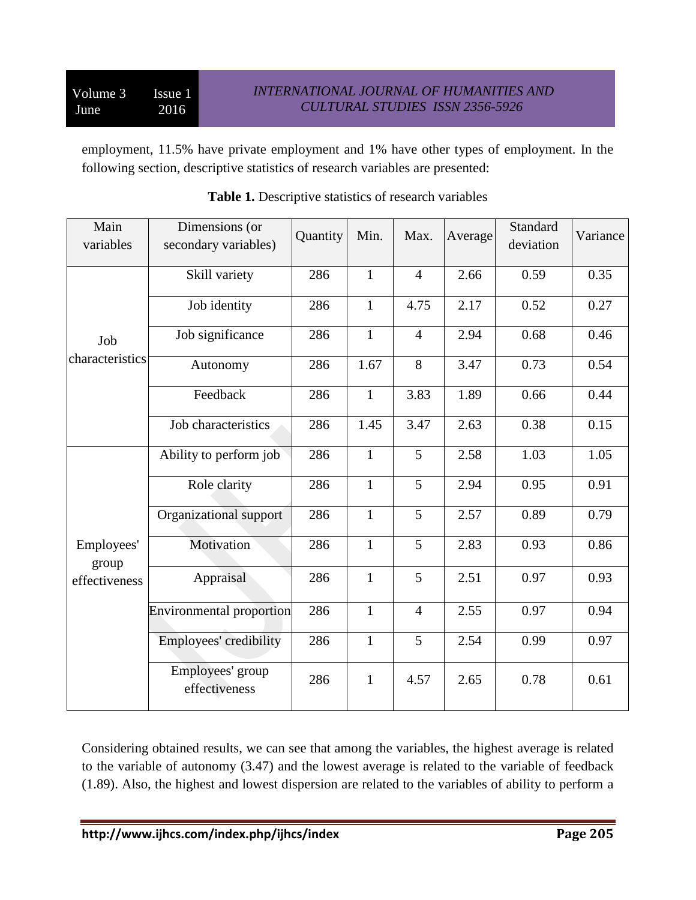employment, 11.5% have private employment and 1% have other types of employment. In the following section, descriptive statistics of research variables are presented:

**Table 1.** Descriptive statistics of research variables

| Main variables | Dimensions (or secondary variables) | Quantity | Min. | Max. | Average | Standard deviation | Variance |
|---|---|---|---|---|---|---|---|
| Job characteristics | Skill variety | 286 | 1 | 4 | 2.66 | 0.59 | 0.35 |
| | Job identity | 286 | 1 | 4.75 | 2.17 | 0.52 | 0.27 |
| | Job significance | 286 | 1 | 4 | 2.94 | 0.68 | 0.46 |
| | Autonomy | 286 | 1.67 | 8 | 3.47 | 0.73 | 0.54 |
| | Feedback | 286 | 1 | 3.83 | 1.89 | 0.66 | 0.44 |
| | Job characteristics | 286 | 1.45 | 3.47 | 2.63 | 0.38 | 0.15 |
| Employees' group effectiveness | Ability to perform job | 286 | 1 | 5 | 2.58 | 1.03 | 1.05 |
| | Role clarity | 286 | 1 | 5 | 2.94 | 0.95 | 0.91 |
| | Organizational support | 286 | 1 | 5 | 2.57 | 0.89 | 0.79 |
| | Motivation | 286 | 1 | 5 | 2.83 | 0.93 | 0.86 |
| | Appraisal | 286 | 1 | 5 | 2.51 | 0.97 | 0.93 |
| | Environmental proportion | 286 | 1 | 4 | 2.55 | 0.97 | 0.94 |
| | Employees' credibility | 286 | 1 | 5 | 2.54 | 0.99 | 0.97 |
| | Employees' group effectiveness | 286 | 1 | 4.57 | 2.65 | 0.78 | 0.61 |

Considering obtained results, we can see that among the variables, the highest average is related to the variable of autonomy (3.47) and the lowest average is related to the variable of feedback (1.89). Also, the highest and lowest dispersion are related to the variables of ability to perform a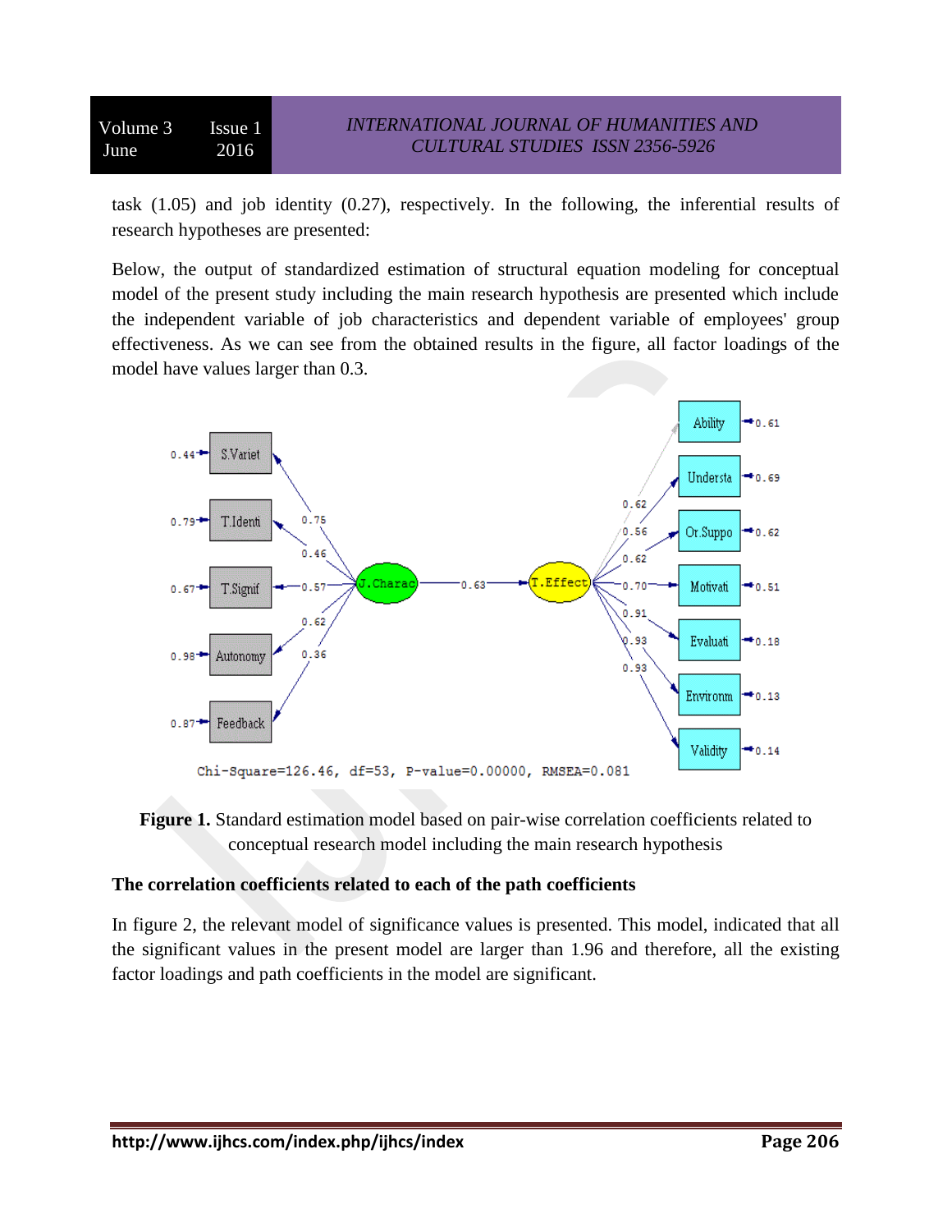task (1.05) and job identity (0.27), respectively. In the following, the inferential results of research hypotheses are presented:

Below, the output of standardized estimation of structural equation modeling for conceptual model of the present study including the main research hypothesis are presented which include the independent variable of job characteristics and dependent variable of employees' group effectiveness. As we can see from the obtained results in the figure, all factor loadings of the model have values larger than 0.3.

**Figure 1.** Standard estimation model based on pair-wise correlation coefficients related to conceptual research model including the main research hypothesis

### The correlation coefficients related to each of the path coefficients

In figure 2, the relevant model of significance values is presented. This model, indicated that all the significant values in the present model are larger than 1.96 and therefore, all the existing factor loadings and path coefficients in the model are significant.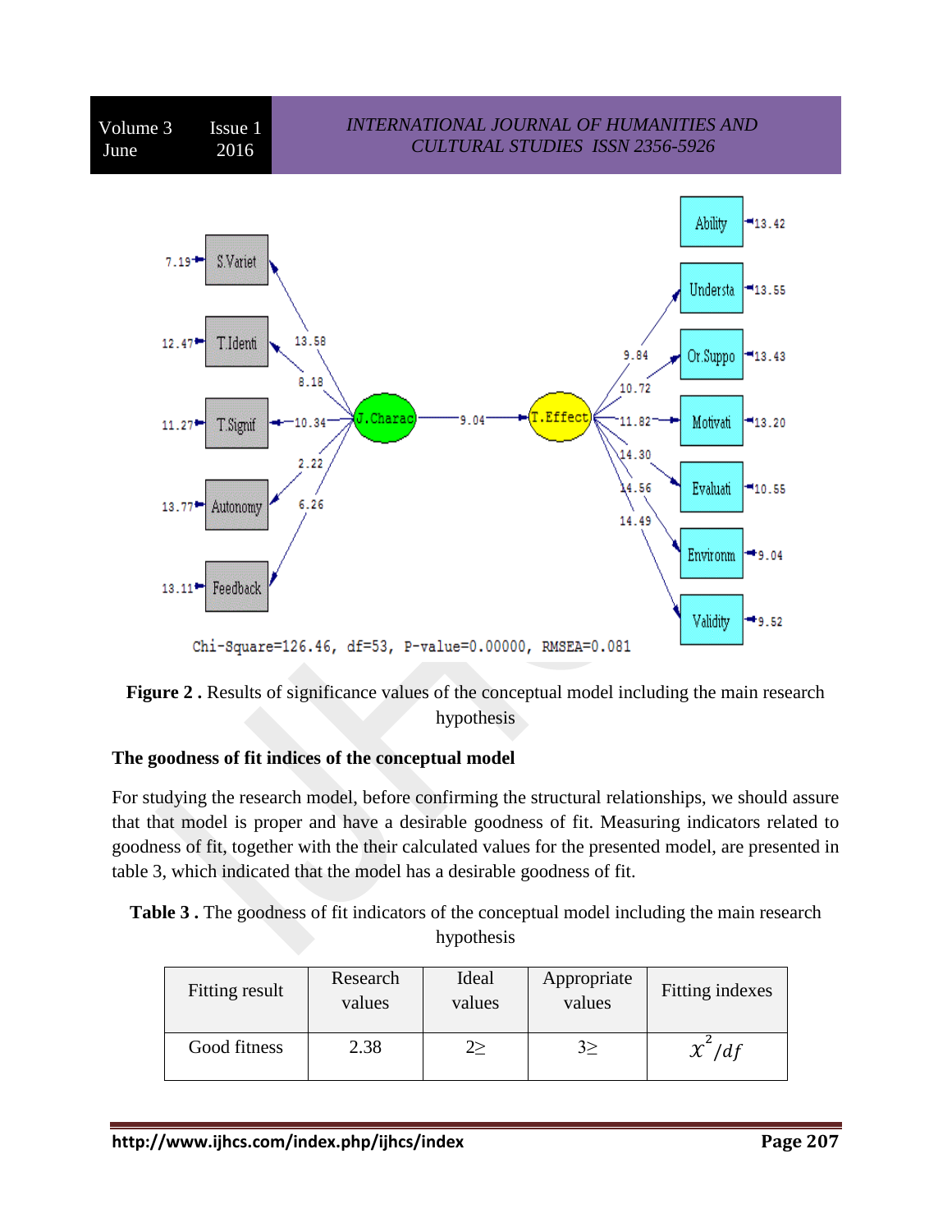S.Variet, T.Identi, T.Signif, Autonomy, Feedback → J.Charac → T.Effect → Ability, Understa, Or.Suppo, Motivati, Evaluati, Environm, Validity

Chi-Square=126.46, df=53, P-value=0.00000, RMSEA=0.081

**Figure 2 .** Results of significance values of the conceptual model including the main research hypothesis

**The goodness of fit indices of the conceptual model**

For studying the research model, before confirming the structural relationships, we should assure that that model is proper and have a desirable goodness of fit. Measuring indicators related to goodness of fit, together with the their calculated values for the presented model, are presented in table 3, which indicated that the model has a desirable goodness of fit.

**Table 3 .** The goodness of fit indicators of the conceptual model including the main research hypothesis

| Fitting result | Research values | Ideal values | Appropriate values | Fitting indexes |
|---|---|---|---|---|
| Good fitness | 2.38 | 2≥ | 3≥ | $\chi^2/df$ |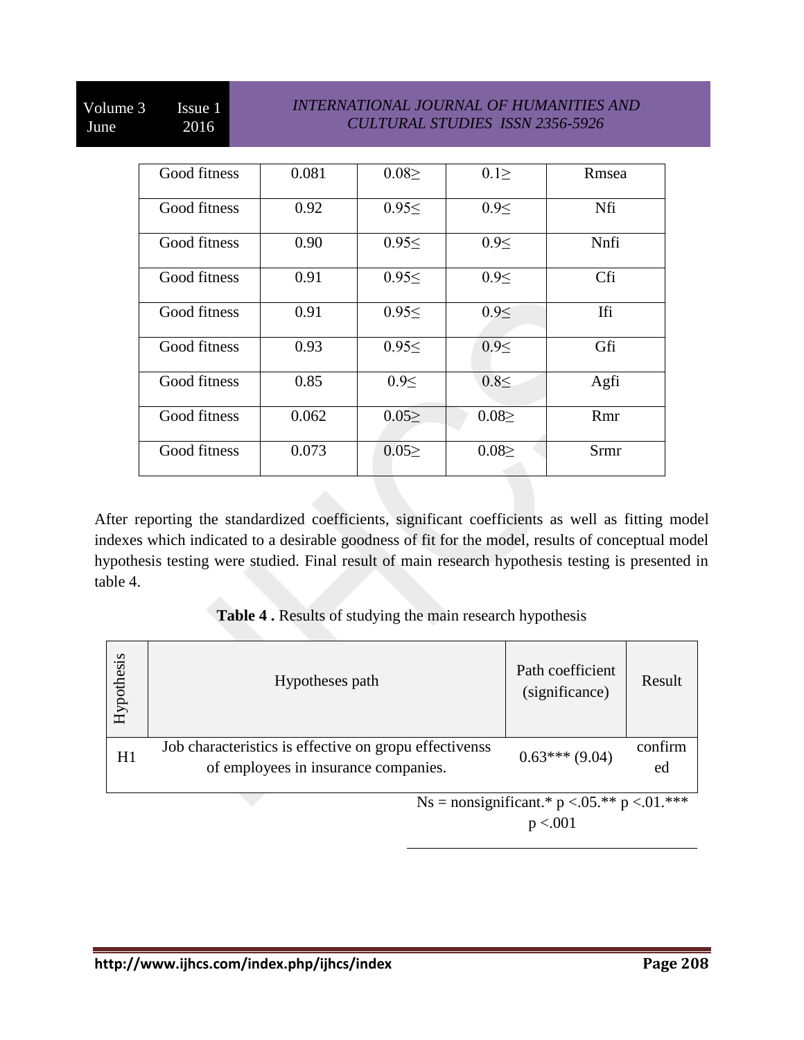| Good fitness | 0.081 | 0.08≥ | 0.1≥ | Rmsea |
|---|---|---|---|---|
| Good fitness | 0.92 | 0.95≤ | 0.9≤ | Nfi |
| Good fitness | 0.90 | 0.95≤ | 0.9≤ | Nnfi |
| Good fitness | 0.91 | 0.95≤ | 0.9≤ | Cfi |
| Good fitness | 0.91 | 0.95≤ | 0.9≤ | Ifi |
| Good fitness | 0.93 | 0.95≤ | 0.9≤ | Gfi |
| Good fitness | 0.85 | 0.9≤ | 0.8≤ | Agfi |
| Good fitness | 0.062 | 0.05≥ | 0.08≥ | Rmr |
| Good fitness | 0.073 | 0.05≥ | 0.08≥ | Srmr |

After reporting the standardized coefficients, significant coefficients as well as fitting model indexes which indicated to a desirable goodness of fit for the model, results of conceptual model hypothesis testing were studied. Final result of main research hypothesis testing is presented in table 4.

**Table 4 .** Results of studying the main research hypothesis

| Hypothesis | Hypotheses path | Path coefficient (significance) | Result |
|---|---|---|---|
| H1 | Job characteristics is effective on gropu effectivenss of employees in insurance companies. | 0.63*** (9.04) | confirmed |

Ns = nonsignificant.* p <.05.** p <.01.*** p <.001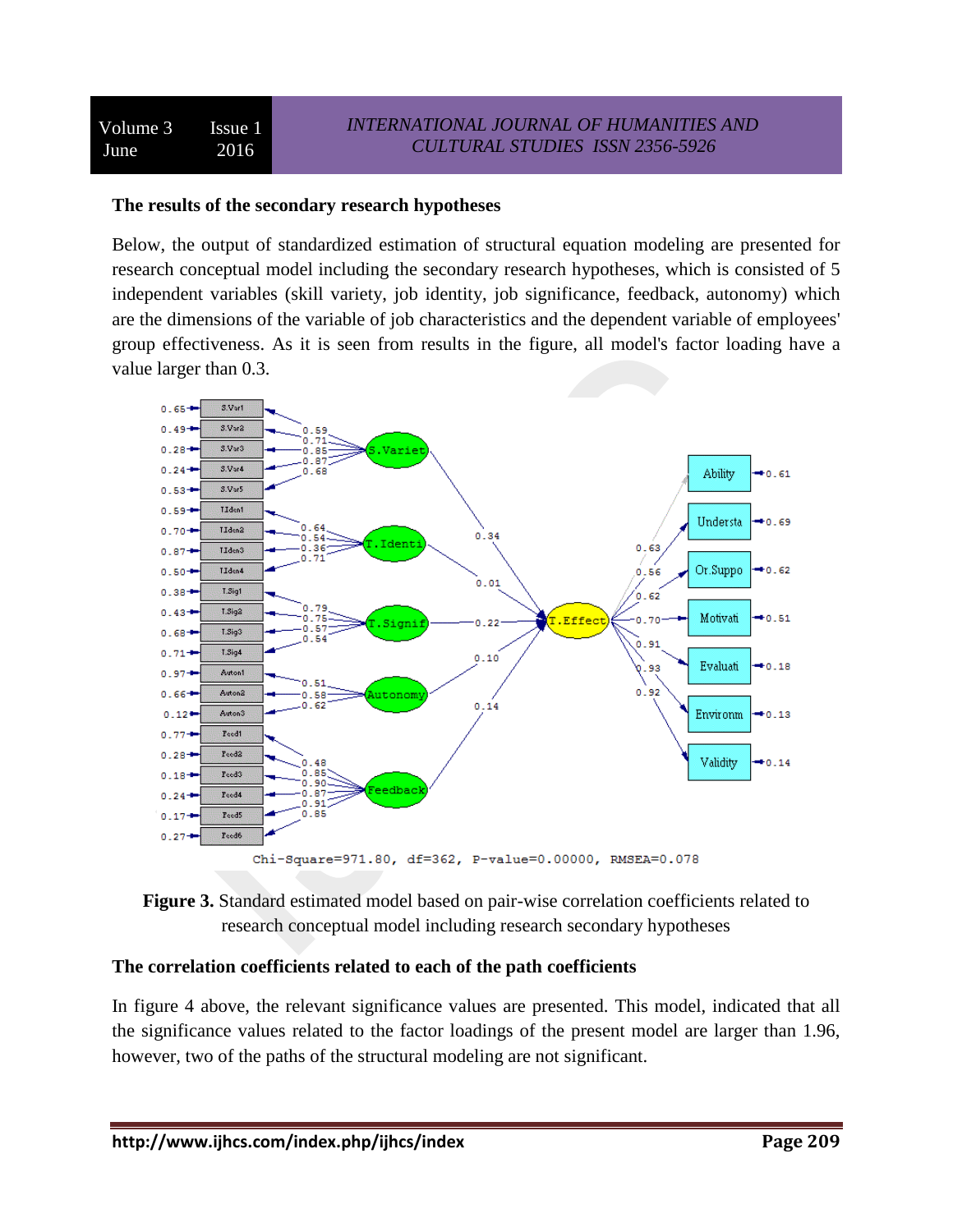### The results of the secondary research hypotheses

Below, the output of standardized estimation of structural equation modeling are presented for research conceptual model including the secondary research hypotheses, which is consisted of 5 independent variables (skill variety, job identity, job significance, feedback, autonomy) which are the dimensions of the variable of job characteristics and the dependent variable of employees' group effectiveness. As it is seen from results in the figure, all model's factor loading have a value larger than 0.3.

Chi-Square=971.80, df=362, P-value=0.00000, RMSEA=0.078

**Figure 3.** Standard estimated model based on pair-wise correlation coefficients related to research conceptual model including research secondary hypotheses

### The correlation coefficients related to each of the path coefficients

In figure 4 above, the relevant significance values are presented. This model, indicated that all the significance values related to the factor loadings of the present model are larger than 1.96, however, two of the paths of the structural modeling are not significant.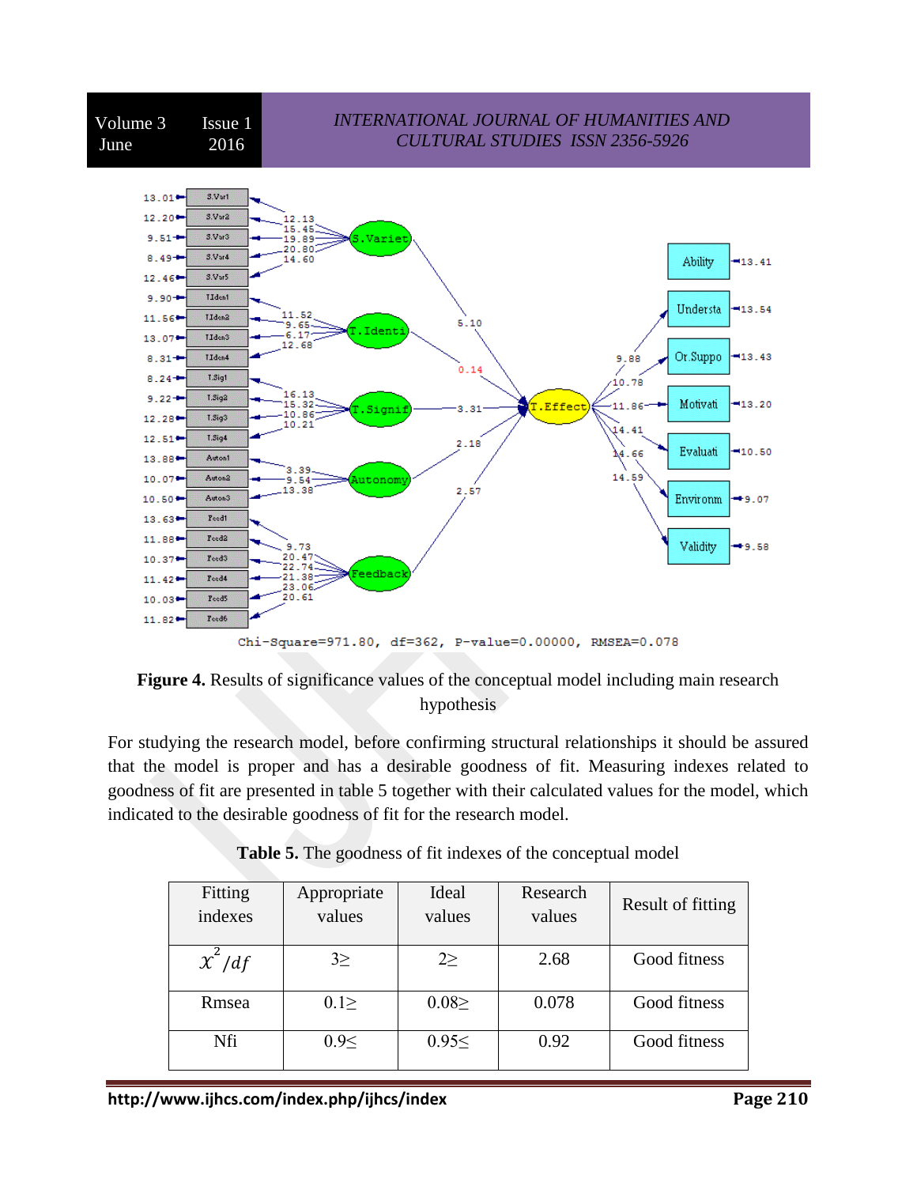Chi-Square=971.80, df=362, P-value=0.00000, RMSEA=0.078

**Figure 4.** Results of significance values of the conceptual model including main research hypothesis

For studying the research model, before confirming structural relationships it should be assured that the model is proper and has a desirable goodness of fit. Measuring indexes related to goodness of fit are presented in table 5 together with their calculated values for the model, which indicated to the desirable goodness of fit for the research model.

**Table 5.** The goodness of fit indexes of the conceptual model

| Fitting indexes | Appropriate values | Ideal values | Research values | Result of fitting |
|---|---|---|---|---|
| $\chi^2/df$ | 3≥ | 2≥ | 2.68 | Good fitness |
| Rmsea | 0.1≥ | 0.08≥ | 0.078 | Good fitness |
| Nfi | 0.9≤ | 0.95≤ | 0.92 | Good fitness |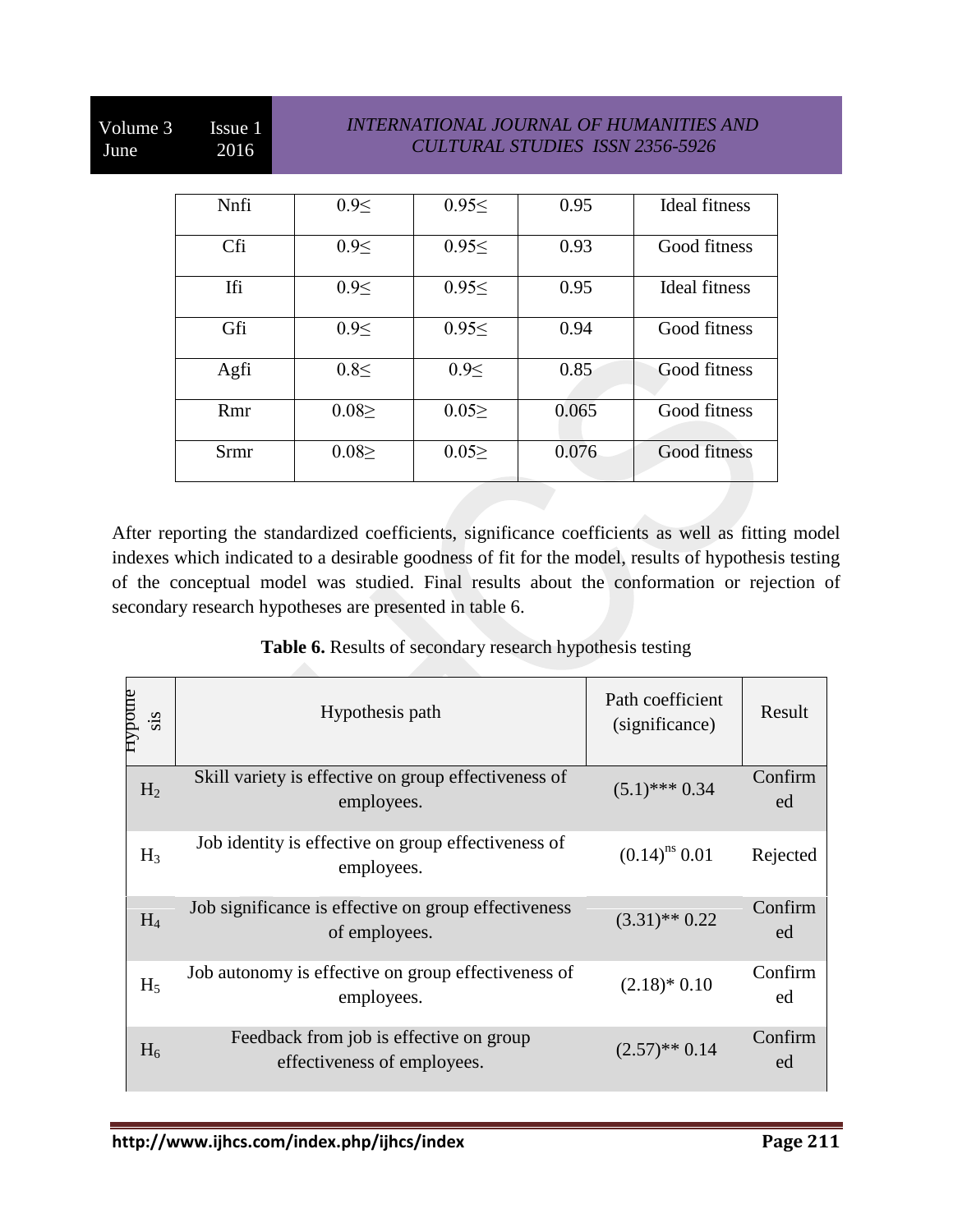| Nnfi | 0.9≤ | 0.95≤ | 0.95 | Ideal fitness |
|---|---|---|---|---|
| Cfi | 0.9≤ | 0.95≤ | 0.93 | Good fitness |
| Ifi | 0.9≤ | 0.95≤ | 0.95 | Ideal fitness |
| Gfi | 0.9≤ | 0.95≤ | 0.94 | Good fitness |
| Agfi | 0.8≤ | 0.9≤ | 0.85 | Good fitness |
| Rmr | 0.08≥ | 0.05≥ | 0.065 | Good fitness |
| Srmr | 0.08≥ | 0.05≥ | 0.076 | Good fitness |

After reporting the standardized coefficients, significance coefficients as well as fitting model indexes which indicated to a desirable goodness of fit for the model, results of hypothesis testing of the conceptual model was studied. Final results about the conformation or rejection of secondary research hypotheses are presented in table 6.

**Table 6.** Results of secondary research hypothesis testing

| Hypothesis | Hypothesis path | Path coefficient (significance) | Result |
|---|---|---|---|
| $H_2$ | Skill variety is effective on group effectiveness of employees. | (5.1)*** 0.34 | Confirmed |
| $H_3$ | Job identity is effective on group effectiveness of employees. | $(0.14)^{ns}$ 0.01 | Rejected |
| $H_4$ | Job significance is effective on group effectiveness of employees. | (3.31)** 0.22 | Confirmed |
| $H_5$ | Job autonomy is effective on group effectiveness of employees. | (2.18)* 0.10 | Confirmed |
| $H_6$ | Feedback from job is effective on group effectiveness of employees. | (2.57)** 0.14 | Confirmed |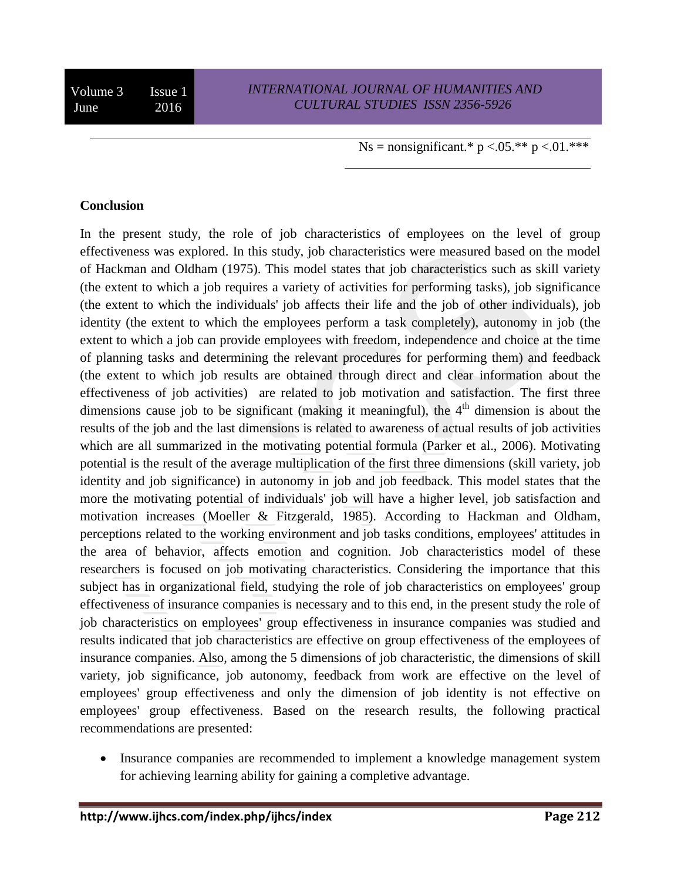Ns = nonsignificant.* $p < .05$.** $p < .01$.***

**Conclusion**

In the present study, the role of job characteristics of employees on the level of group effectiveness was explored. In this study, job characteristics were measured based on the model of Hackman and Oldham (1975). This model states that job characteristics such as skill variety (the extent to which a job requires a variety of activities for performing tasks), job significance (the extent to which the individuals' job affects their life and the job of other individuals), job identity (the extent to which the employees perform a task completely), autonomy in job (the extent to which a job can provide employees with freedom, independence and choice at the time of planning tasks and determining the relevant procedures for performing them) and feedback (the extent to which job results are obtained through direct and clear information about the effectiveness of job activities) are related to job motivation and satisfaction. The first three dimensions cause job to be significant (making it meaningful), the 4th dimension is about the results of the job and the last dimensions is related to awareness of actual results of job activities which are all summarized in the motivating potential formula (Parker et al., 2006). Motivating potential is the result of the average multiplication of the first three dimensions (skill variety, job identity and job significance) in autonomy in job and job feedback. This model states that the more the motivating potential of individuals' job will have a higher level, job satisfaction and motivation increases (Moeller & Fitzgerald, 1985). According to Hackman and Oldham, perceptions related to the working environment and job tasks conditions, employees' attitudes in the area of behavior, affects emotion and cognition. Job characteristics model of these researchers is focused on job motivating characteristics. Considering the importance that this subject has in organizational field, studying the role of job characteristics on employees' group effectiveness of insurance companies is necessary and to this end, in the present study the role of job characteristics on employees' group effectiveness in insurance companies was studied and results indicated that job characteristics are effective on group effectiveness of the employees of insurance companies. Also, among the 5 dimensions of job characteristic, the dimensions of skill variety, job significance, job autonomy, feedback from work are effective on the level of employees' group effectiveness and only the dimension of job identity is not effective on employees' group effectiveness. Based on the research results, the following practical recommendations are presented:

- Insurance companies are recommended to implement a knowledge management system for achieving learning ability for gaining a completive advantage.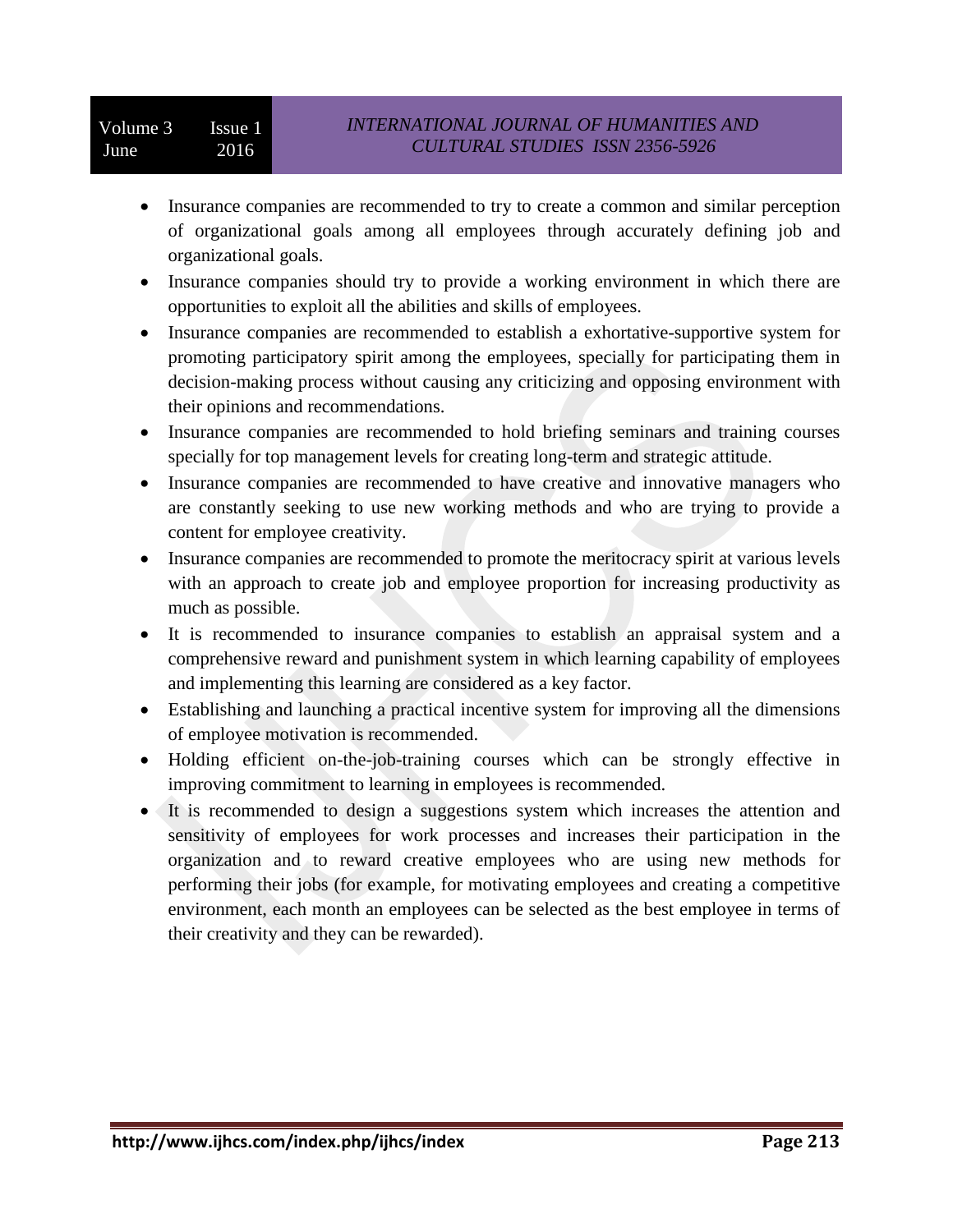- Insurance companies are recommended to try to create a common and similar perception of organizational goals among all employees through accurately defining job and organizational goals.
- Insurance companies should try to provide a working environment in which there are opportunities to exploit all the abilities and skills of employees.
- Insurance companies are recommended to establish a exhortative-supportive system for promoting participatory spirit among the employees, specially for participating them in decision-making process without causing any criticizing and opposing environment with their opinions and recommendations.
- Insurance companies are recommended to hold briefing seminars and training courses specially for top management levels for creating long-term and strategic attitude.
- Insurance companies are recommended to have creative and innovative managers who are constantly seeking to use new working methods and who are trying to provide a content for employee creativity.
- Insurance companies are recommended to promote the meritocracy spirit at various levels with an approach to create job and employee proportion for increasing productivity as much as possible.
- It is recommended to insurance companies to establish an appraisal system and a comprehensive reward and punishment system in which learning capability of employees and implementing this learning are considered as a key factor.
- Establishing and launching a practical incentive system for improving all the dimensions of employee motivation is recommended.
- Holding efficient on-the-job-training courses which can be strongly effective in improving commitment to learning in employees is recommended.
- It is recommended to design a suggestions system which increases the attention and sensitivity of employees for work processes and increases their participation in the organization and to reward creative employees who are using new methods for performing their jobs (for example, for motivating employees and creating a competitive environment, each month an employees can be selected as the best employee in terms of their creativity and they can be rewarded).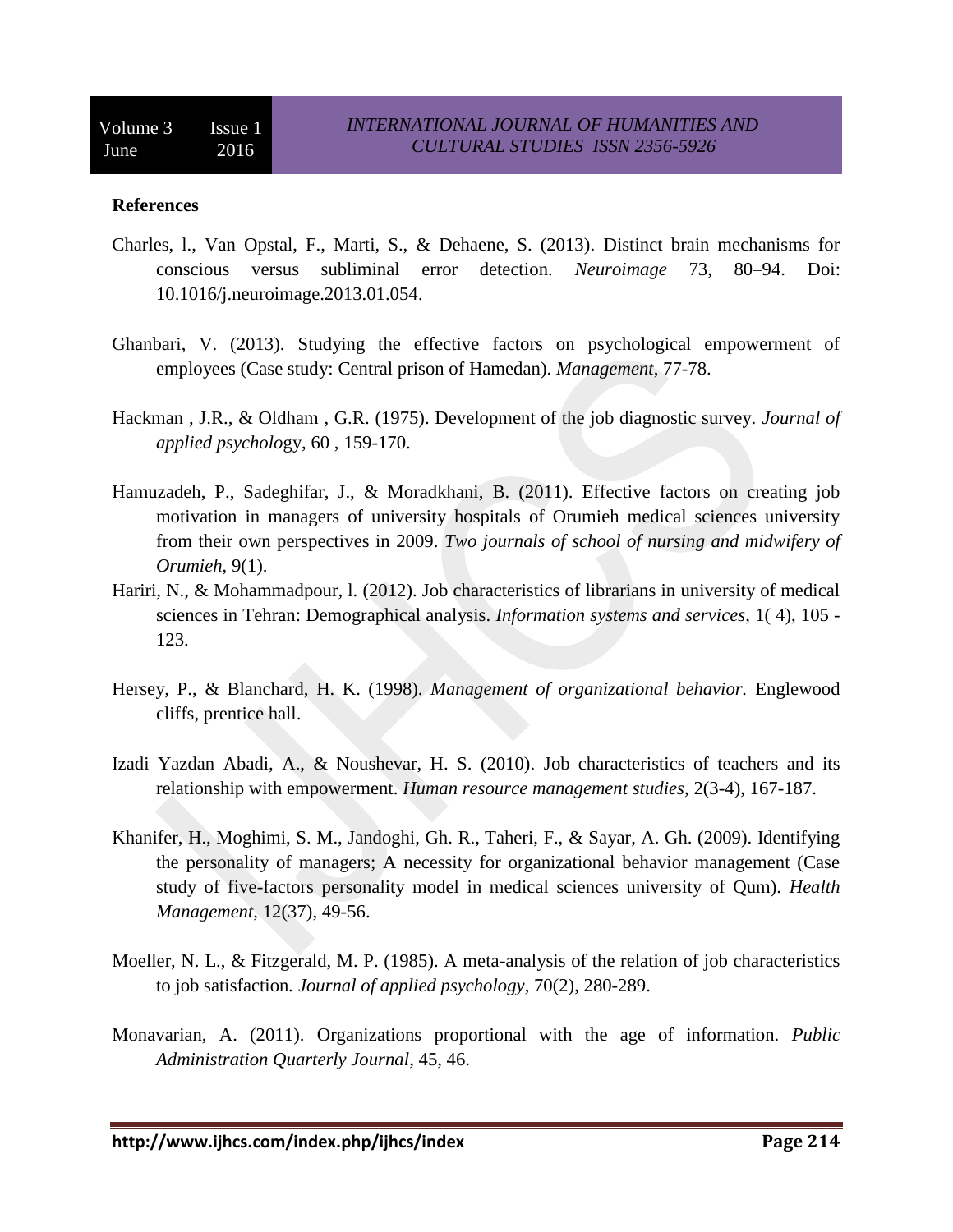**References**

Charles, l., Van Opstal, F., Marti, S., & Dehaene, S. (2013). Distinct brain mechanisms for conscious versus subliminal error detection. *Neuroimage* 73, 80–94. Doi: 10.1016/j.neuroimage.2013.01.054.

Ghanbari, V. (2013). Studying the effective factors on psychological empowerment of employees (Case study: Central prison of Hamedan). *Management*, 77-78.

Hackman , J.R., & Oldham , G.R. (1975). Development of the job diagnostic survey. *Journal of applied psycholo*gy, 60 , 159-170.

Hamuzadeh, P., Sadeghifar, J., & Moradkhani, B. (2011). Effective factors on creating job motivation in managers of university hospitals of Orumieh medical sciences university from their own perspectives in 2009. *Two journals of school of nursing and midwifery of Orumieh*, 9(1).

Hariri, N., & Mohammadpour, l. (2012). Job characteristics of librarians in university of medical sciences in Tehran: Demographical analysis. *Information systems and services*, 1( 4), 105 - 123.

Hersey, P., & Blanchard, H. K. (1998). *Management of organizational behavior.* Englewood cliffs, prentice hall.

Izadi Yazdan Abadi, A., & Noushevar, H. S. (2010). Job characteristics of teachers and its relationship with empowerment. *Human resource management studies*, 2(3-4), 167-187.

Khanifer, H., Moghimi, S. M., Jandoghi, Gh. R., Taheri, F., & Sayar, A. Gh. (2009). Identifying the personality of managers; A necessity for organizational behavior management (Case study of five-factors personality model in medical sciences university of Qum). *Health Management*, 12(37), 49-56.

Moeller, N. L., & Fitzgerald, M. P. (1985). A meta-analysis of the relation of job characteristics to job satisfaction. *Journal of applied psychology*, 70(2), 280-289.

Monavarian, A. (2011). Organizations proportional with the age of information. *Public Administration Quarterly Journal*, 45, 46.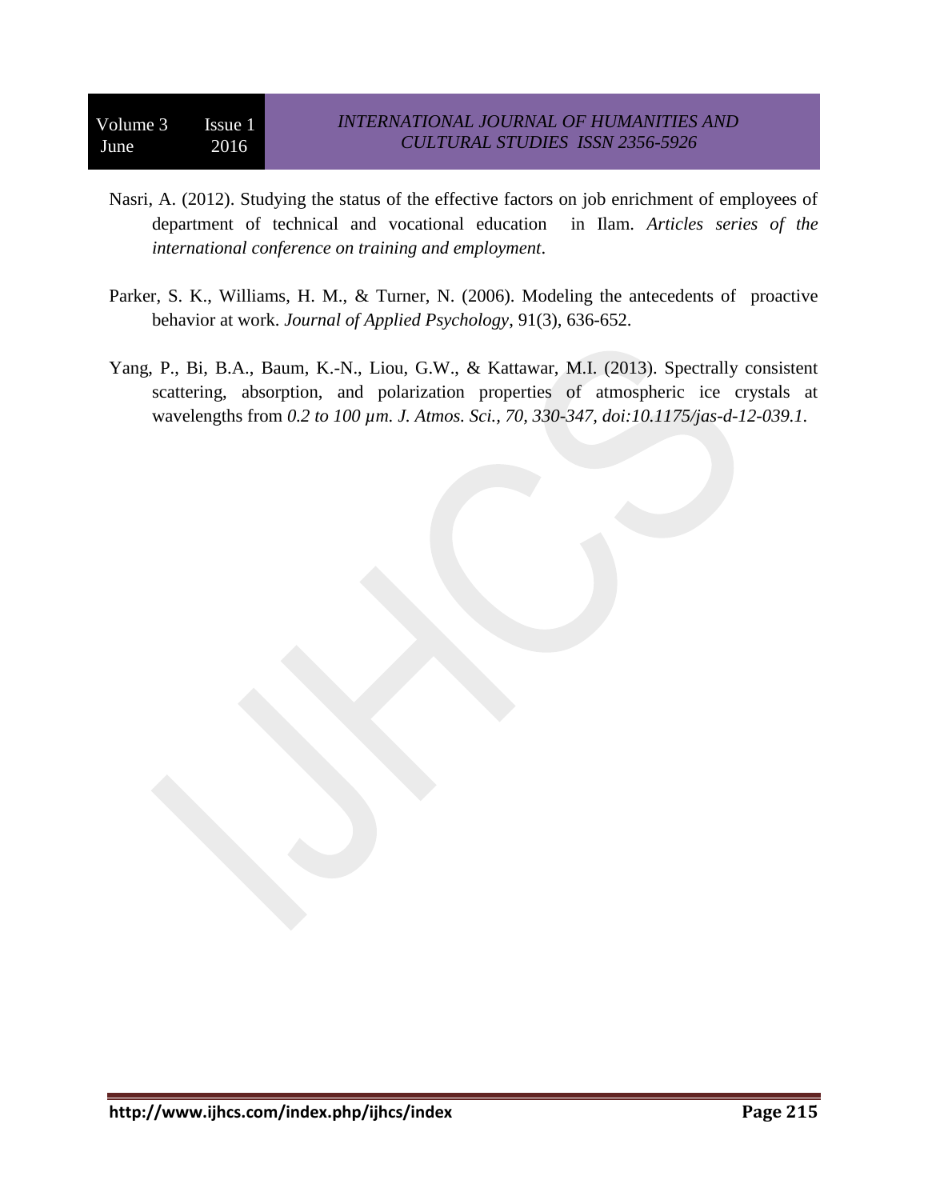Nasri, A. (2012). Studying the status of the effective factors on job enrichment of employees of department of technical and vocational education in Ilam. *Articles series of the international conference on training and employment*.

Parker, S. K., Williams, H. M., & Turner, N. (2006). Modeling the antecedents of proactive behavior at work. *Journal of Applied Psychology*, 91(3), 636-652.

Yang, P., Bi, B.A., Baum, K.-N., Liou, G.W., & Kattawar, M.I. (2013). Spectrally consistent scattering, absorption, and polarization properties of atmospheric ice crystals at wavelengths from *0.2 to 100 µm. J. Atmos. Sci., 70, 330-347, doi:10.1175/jas-d-12-039.1.*